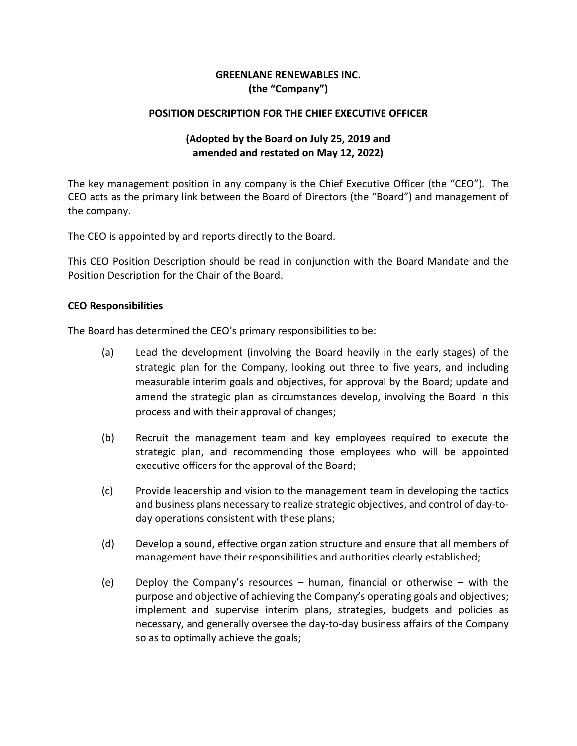# GREENLANE RENEWABLES INC.
# (the "Company")

## POSITION DESCRIPTION FOR THE CHIEF EXECUTIVE OFFICER

### (Adopted by the Board on July 25, 2019 and amended and restated on May 12, 2022)

The key management position in any company is the Chief Executive Officer (the "CEO"). The CEO acts as the primary link between the Board of Directors (the "Board") and management of the company.

The CEO is appointed by and reports directly to the Board.

This CEO Position Description should be read in conjunction with the Board Mandate and the Position Description for the Chair of the Board.

**CEO Responsibilities**

The Board has determined the CEO's primary responsibilities to be:

(a) Lead the development (involving the Board heavily in the early stages) of the strategic plan for the Company, looking out three to five years, and including measurable interim goals and objectives, for approval by the Board; update and amend the strategic plan as circumstances develop, involving the Board in this process and with their approval of changes;

(b) Recruit the management team and key employees required to execute the strategic plan, and recommending those employees who will be appointed executive officers for the approval of the Board;

(c) Provide leadership and vision to the management team in developing the tactics and business plans necessary to realize strategic objectives, and control of day-to-day operations consistent with these plans;

(d) Develop a sound, effective organization structure and ensure that all members of management have their responsibilities and authorities clearly established;

(e) Deploy the Company's resources – human, financial or otherwise – with the purpose and objective of achieving the Company's operating goals and objectives; implement and supervise interim plans, strategies, budgets and policies as necessary, and generally oversee the day-to-day business affairs of the Company so as to optimally achieve the goals;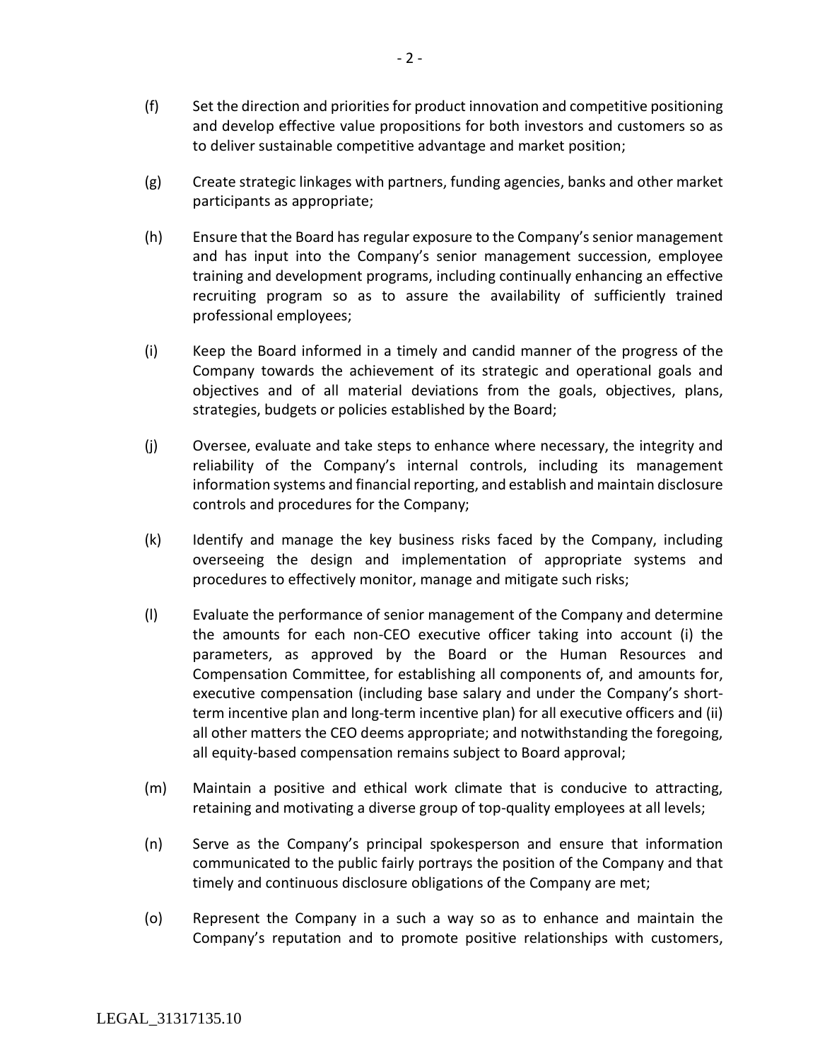(f) Set the direction and priorities for product innovation and competitive positioning and develop effective value propositions for both investors and customers so as to deliver sustainable competitive advantage and market position;

(g) Create strategic linkages with partners, funding agencies, banks and other market participants as appropriate;

(h) Ensure that the Board has regular exposure to the Company's senior management and has input into the Company's senior management succession, employee training and development programs, including continually enhancing an effective recruiting program so as to assure the availability of sufficiently trained professional employees;

(i) Keep the Board informed in a timely and candid manner of the progress of the Company towards the achievement of its strategic and operational goals and objectives and of all material deviations from the goals, objectives, plans, strategies, budgets or policies established by the Board;

(j) Oversee, evaluate and take steps to enhance where necessary, the integrity and reliability of the Company's internal controls, including its management information systems and financial reporting, and establish and maintain disclosure controls and procedures for the Company;

(k) Identify and manage the key business risks faced by the Company, including overseeing the design and implementation of appropriate systems and procedures to effectively monitor, manage and mitigate such risks;

(l) Evaluate the performance of senior management of the Company and determine the amounts for each non-CEO executive officer taking into account (i) the parameters, as approved by the Board or the Human Resources and Compensation Committee, for establishing all components of, and amounts for, executive compensation (including base salary and under the Company's short-term incentive plan and long-term incentive plan) for all executive officers and (ii) all other matters the CEO deems appropriate; and notwithstanding the foregoing, all equity-based compensation remains subject to Board approval;

(m) Maintain a positive and ethical work climate that is conducive to attracting, retaining and motivating a diverse group of top-quality employees at all levels;

(n) Serve as the Company's principal spokesperson and ensure that information communicated to the public fairly portrays the position of the Company and that timely and continuous disclosure obligations of the Company are met;

(o) Represent the Company in a such a way so as to enhance and maintain the Company's reputation and to promote positive relationships with customers,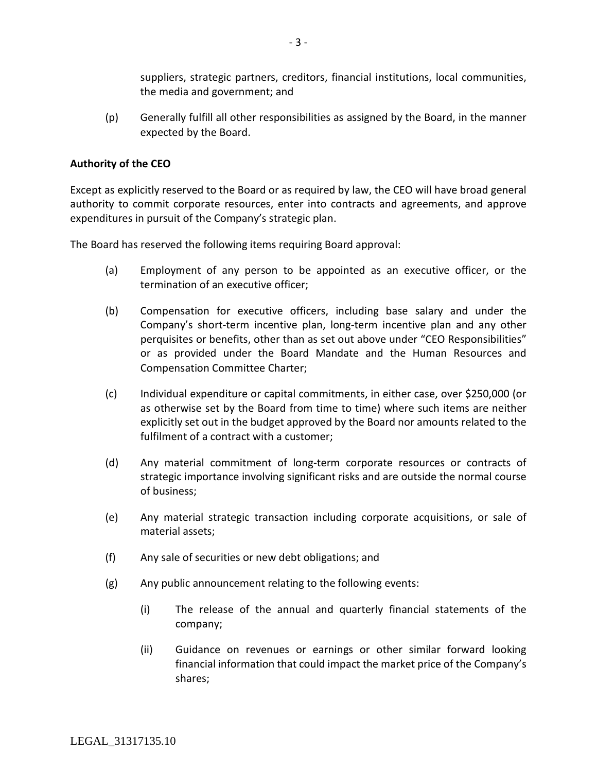suppliers, strategic partners, creditors, financial institutions, local communities, the media and government; and

(p) Generally fulfill all other responsibilities as assigned by the Board, in the manner expected by the Board.

**Authority of the CEO**

Except as explicitly reserved to the Board or as required by law, the CEO will have broad general authority to commit corporate resources, enter into contracts and agreements, and approve expenditures in pursuit of the Company's strategic plan.

The Board has reserved the following items requiring Board approval:

(a) Employment of any person to be appointed as an executive officer, or the termination of an executive officer;

(b) Compensation for executive officers, including base salary and under the Company's short-term incentive plan, long-term incentive plan and any other perquisites or benefits, other than as set out above under "CEO Responsibilities" or as provided under the Board Mandate and the Human Resources and Compensation Committee Charter;

(c) Individual expenditure or capital commitments, in either case, over $250,000 (or as otherwise set by the Board from time to time) where such items are neither explicitly set out in the budget approved by the Board nor amounts related to the fulfilment of a contract with a customer;

(d) Any material commitment of long-term corporate resources or contracts of strategic importance involving significant risks and are outside the normal course of business;

(e) Any material strategic transaction including corporate acquisitions, or sale of material assets;

(f) Any sale of securities or new debt obligations; and

(g) Any public announcement relating to the following events:

    (i) The release of the annual and quarterly financial statements of the company;

    (ii) Guidance on revenues or earnings or other similar forward looking financial information that could impact the market price of the Company's shares;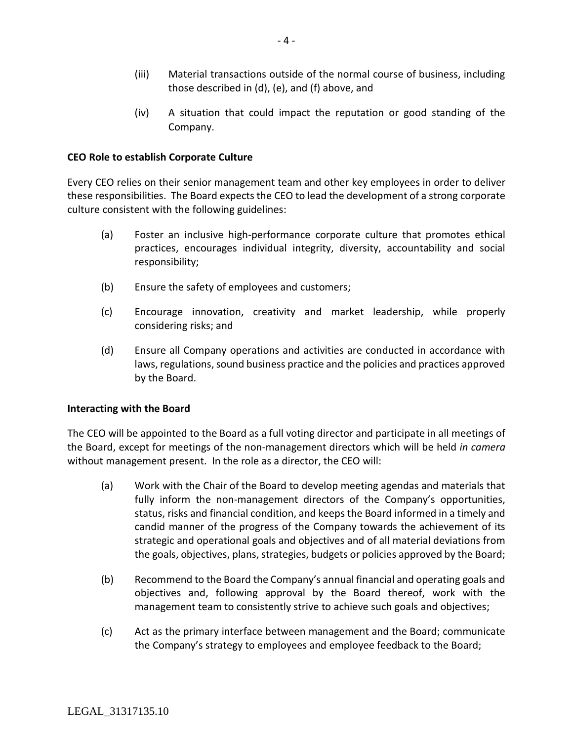(iii) Material transactions outside of the normal course of business, including those described in (d), (e), and (f) above, and

(iv) A situation that could impact the reputation or good standing of the Company.

**CEO Role to establish Corporate Culture**

Every CEO relies on their senior management team and other key employees in order to deliver these responsibilities. The Board expects the CEO to lead the development of a strong corporate culture consistent with the following guidelines:

(a) Foster an inclusive high-performance corporate culture that promotes ethical practices, encourages individual integrity, diversity, accountability and social responsibility;

(b) Ensure the safety of employees and customers;

(c) Encourage innovation, creativity and market leadership, while properly considering risks; and

(d) Ensure all Company operations and activities are conducted in accordance with laws, regulations, sound business practice and the policies and practices approved by the Board.

**Interacting with the Board**

The CEO will be appointed to the Board as a full voting director and participate in all meetings of the Board, except for meetings of the non-management directors which will be held *in camera* without management present. In the role as a director, the CEO will:

(a) Work with the Chair of the Board to develop meeting agendas and materials that fully inform the non-management directors of the Company's opportunities, status, risks and financial condition, and keeps the Board informed in a timely and candid manner of the progress of the Company towards the achievement of its strategic and operational goals and objectives and of all material deviations from the goals, objectives, plans, strategies, budgets or policies approved by the Board;

(b) Recommend to the Board the Company's annual financial and operating goals and objectives and, following approval by the Board thereof, work with the management team to consistently strive to achieve such goals and objectives;

(c) Act as the primary interface between management and the Board; communicate the Company's strategy to employees and employee feedback to the Board;

LEGAL_31317135.10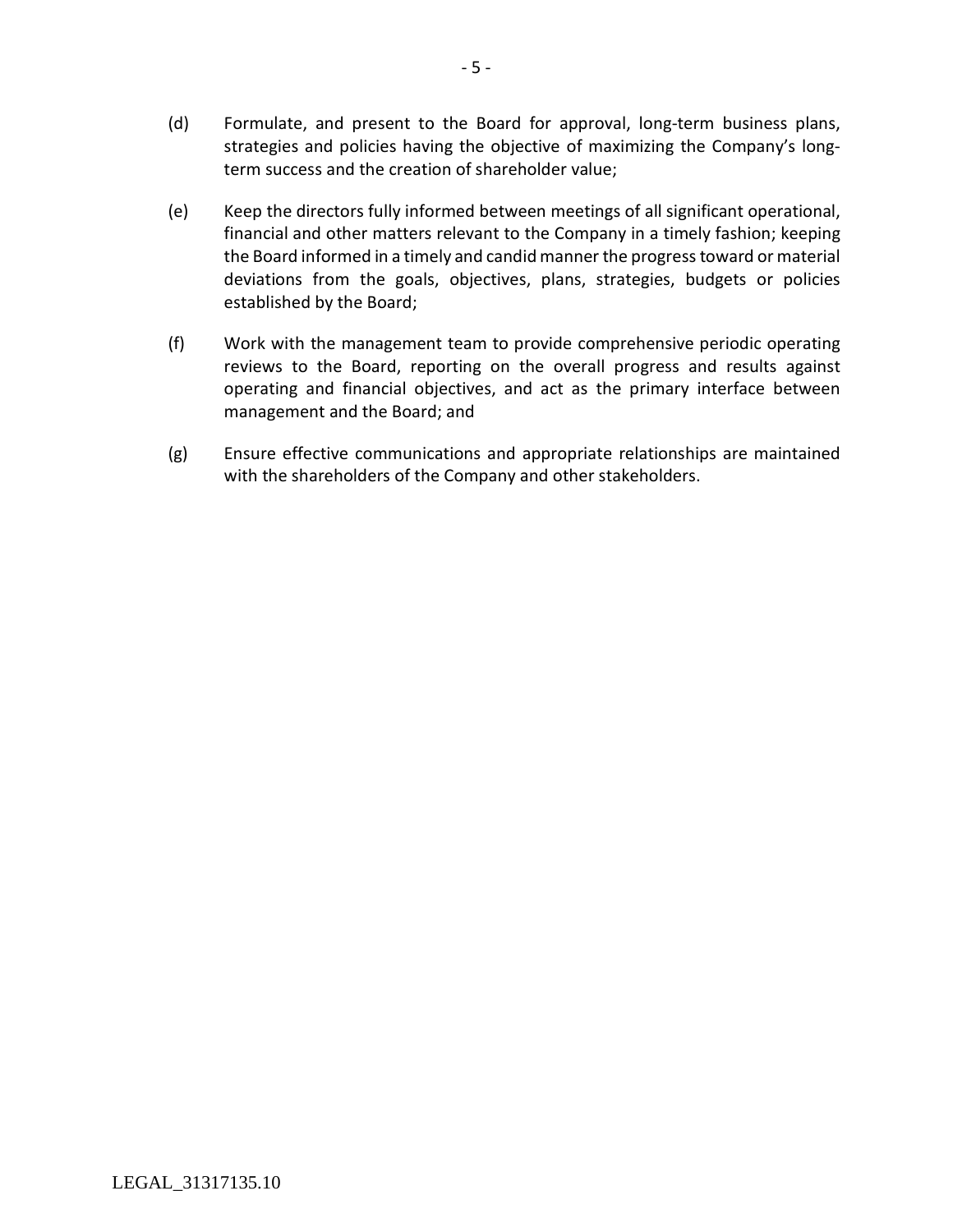(d) Formulate, and present to the Board for approval, long-term business plans, strategies and policies having the objective of maximizing the Company's long-term success and the creation of shareholder value;

(e) Keep the directors fully informed between meetings of all significant operational, financial and other matters relevant to the Company in a timely fashion; keeping the Board informed in a timely and candid manner the progress toward or material deviations from the goals, objectives, plans, strategies, budgets or policies established by the Board;

(f) Work with the management team to provide comprehensive periodic operating reviews to the Board, reporting on the overall progress and results against operating and financial objectives, and act as the primary interface between management and the Board; and

(g) Ensure effective communications and appropriate relationships are maintained with the shareholders of the Company and other stakeholders.